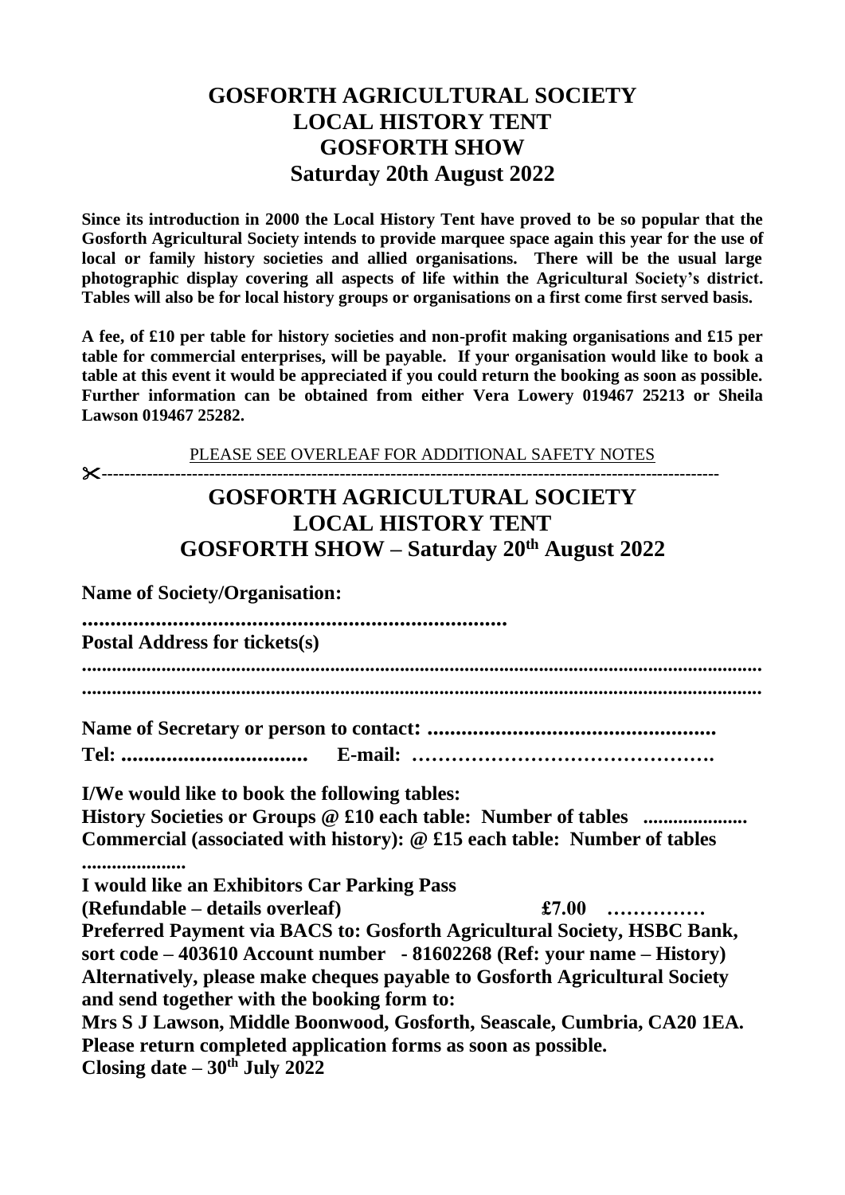# GOSFORTH AGRICULTURAL SOCIETY
# LOCAL HISTORY TENT
# GOSFORTH SHOW
# Saturday 20th August 2022

**Since its introduction in 2000 the Local History Tent have proved to be so popular that the Gosforth Agricultural Society intends to provide marquee space again this year for the use of local or family history societies and allied organisations. There will be the usual large photographic display covering all aspects of life within the Agricultural Society's district. Tables will also be for local history groups or organisations on a first come first served basis.**

**A fee, of £10 per table for history societies and non-profit making organisations and £15 per table for commercial enterprises, will be payable. If your organisation would like to book a table at this event it would be appreciated if you could return the booking as soon as possible. Further information can be obtained from either Vera Lowery 019467 25213 or Sheila Lawson 019467 25282.**

PLEASE SEE OVERLEAF FOR ADDITIONAL SAFETY NOTES

✂-----------------------------------------------------------------------------------------------------------

# GOSFORTH AGRICULTURAL SOCIETY
# LOCAL HISTORY TENT
# GOSFORTH SHOW – Saturday 20th August 2022

**Name of Society/Organisation:**

**............................................................................**

**Postal Address for tickets(s)**

**.......................................................................................................................................**

**.......................................................................................................................................**

**Name of Secretary or person to contact: ..................................................**

**Tel: .................................   E-mail: ……………………………………….**

**I/We would like to book the following tables:**
**History Societies or Groups @ £10 each table: Number of tables ....................**
**Commercial (associated with history): @ £15 each table: Number of tables ....................**

**I would like an Exhibitors Car Parking Pass**
**(Refundable – details overleaf)   £7.00 ……………**

**Preferred Payment via BACS to: Gosforth Agricultural Society, HSBC Bank, sort code – 403610 Account number - 81602268 (Ref: your name – History)**
**Alternatively, please make cheques payable to Gosforth Agricultural Society and send together with the booking form to:**
**Mrs S J Lawson, Middle Boonwood, Gosforth, Seascale, Cumbria, CA20 1EA.**
**Please return completed application forms as soon as possible.**
**Closing date – 30th July 2022**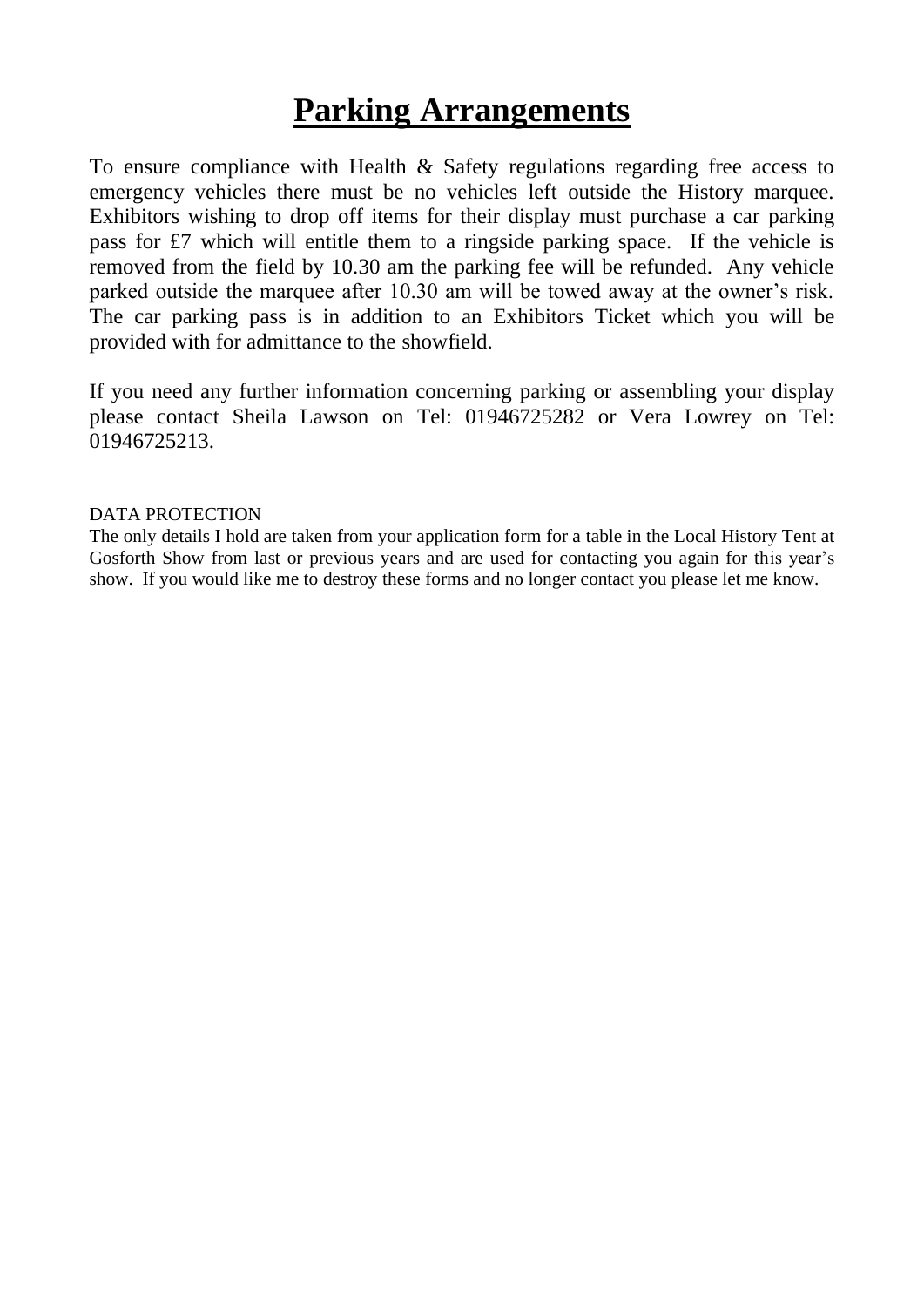# **Parking Arrangements**

To ensure compliance with Health & Safety regulations regarding free access to emergency vehicles there must be no vehicles left outside the History marquee. Exhibitors wishing to drop off items for their display must purchase a car parking pass for £7 which will entitle them to a ringside parking space. If the vehicle is removed from the field by 10.30 am the parking fee will be refunded. Any vehicle parked outside the marquee after 10.30 am will be towed away at the owner's risk. The car parking pass is in addition to an Exhibitors Ticket which you will be provided with for admittance to the showfield.

If you need any further information concerning parking or assembling your display please contact Sheila Lawson on Tel: 01946725282 or Vera Lowrey on Tel: 01946725213.

DATA PROTECTION

The only details I hold are taken from your application form for a table in the Local History Tent at Gosforth Show from last or previous years and are used for contacting you again for this year's show. If you would like me to destroy these forms and no longer contact you please let me know.